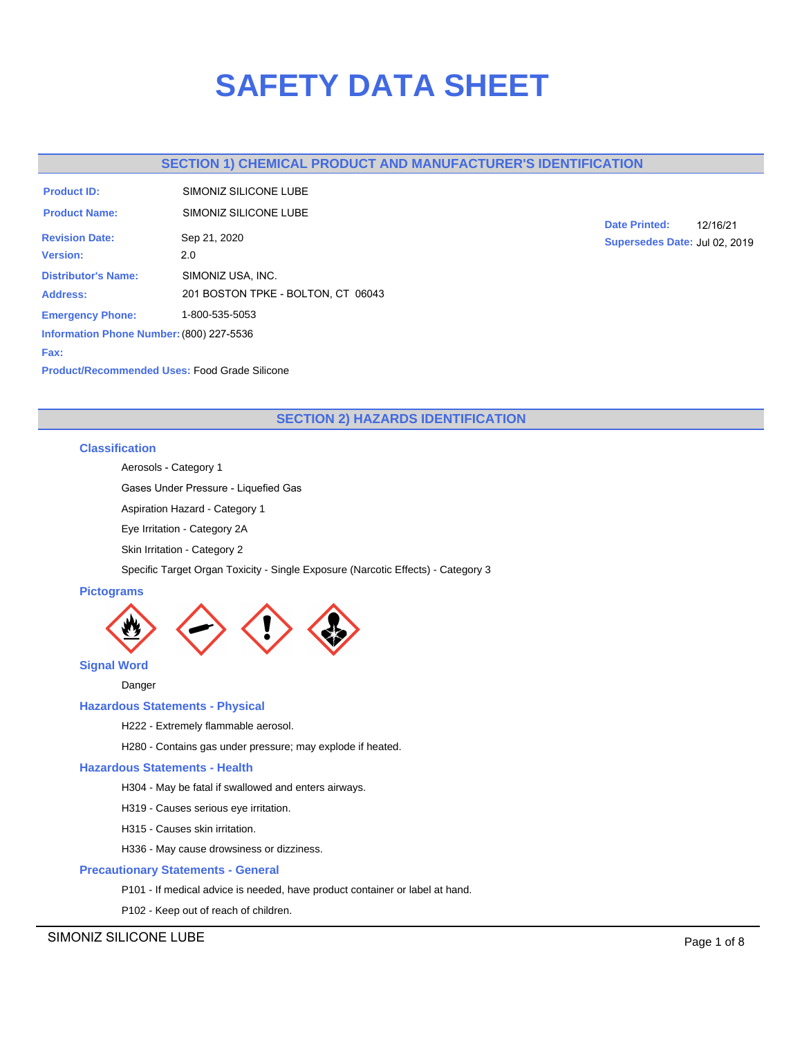# SAFETY DATA SHEET

## SECTION 1) CHEMICAL PRODUCT AND MANUFACTURER'S IDENTIFICATION

**Product ID:** SIMONIZ SILICONE LUBE

**Product Name:** SIMONIZ SILICONE LUBE

**Date Printed:** 12/16/21

**Supersedes Date:** Jul 02, 2019

**Revision Date:** Sep 21, 2020

**Version:** 2.0

**Distributor's Name:** SIMONIZ USA, INC.

**Address:** 201 BOSTON TPKE - BOLTON, CT 06043

**Emergency Phone:** 1-800-535-5053

**Information Phone Number:** (800) 227-5536

**Fax:**

**Product/Recommended Uses:** Food Grade Silicone

## SECTION 2) HAZARDS IDENTIFICATION

### Classification

Aerosols - Category 1

Gases Under Pressure - Liquefied Gas

Aspiration Hazard - Category 1

Eye Irritation - Category 2A

Skin Irritation - Category 2

Specific Target Organ Toxicity - Single Exposure (Narcotic Effects) - Category 3

### Pictograms

### Signal Word

Danger

### Hazardous Statements - Physical

H222 - Extremely flammable aerosol.

H280 - Contains gas under pressure; may explode if heated.

### Hazardous Statements - Health

H304 - May be fatal if swallowed and enters airways.

H319 - Causes serious eye irritation.

H315 - Causes skin irritation.

H336 - May cause drowsiness or dizziness.

### Precautionary Statements - General

P101 - If medical advice is needed, have product container or label at hand.

P102 - Keep out of reach of children.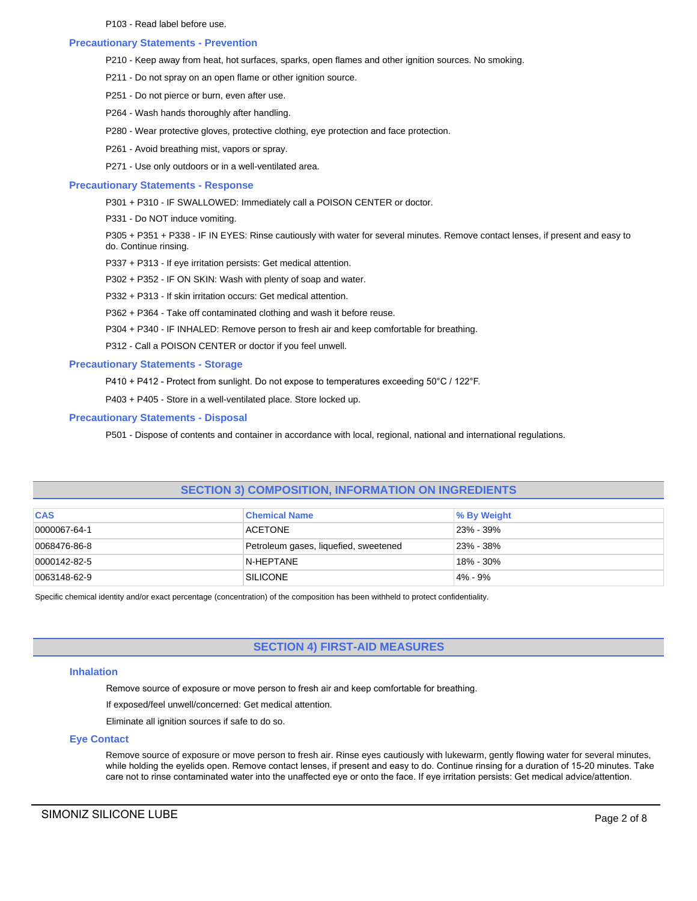P103 - Read label before use.

### Precautionary Statements - Prevention

P210 - Keep away from heat, hot surfaces, sparks, open flames and other ignition sources. No smoking.

P211 - Do not spray on an open flame or other ignition source.

P251 - Do not pierce or burn, even after use.

P264 - Wash hands thoroughly after handling.

P280 - Wear protective gloves, protective clothing, eye protection and face protection.

P261 - Avoid breathing mist, vapors or spray.

P271 - Use only outdoors or in a well-ventilated area.

### Precautionary Statements - Response

P301 + P310 - IF SWALLOWED: Immediately call a POISON CENTER or doctor.

P331 - Do NOT induce vomiting.

P305 + P351 + P338 - IF IN EYES: Rinse cautiously with water for several minutes. Remove contact lenses, if present and easy to do. Continue rinsing.

P337 + P313 - If eye irritation persists: Get medical attention.

P302 + P352 - IF ON SKIN: Wash with plenty of soap and water.

P332 + P313 - If skin irritation occurs: Get medical attention.

P362 + P364 - Take off contaminated clothing and wash it before reuse.

P304 + P340 - IF INHALED: Remove person to fresh air and keep comfortable for breathing.

P312 - Call a POISON CENTER or doctor if you feel unwell.

### Precautionary Statements - Storage

P410 + P412 - Protect from sunlight. Do not expose to temperatures exceeding 50°C / 122°F.

P403 + P405 - Store in a well-ventilated place. Store locked up.

### Precautionary Statements - Disposal

P501 - Dispose of contents and container in accordance with local, regional, national and international regulations.

## SECTION 3) COMPOSITION, INFORMATION ON INGREDIENTS

| CAS | Chemical Name | % By Weight |
|---|---|---|
| 0000067-64-1 | ACETONE | 23% - 39% |
| 0068476-86-8 | Petroleum gases, liquefied, sweetened | 23% - 38% |
| 0000142-82-5 | N-HEPTANE | 18% - 30% |
| 0063148-62-9 | SILICONE | 4% - 9% |

Specific chemical identity and/or exact percentage (concentration) of the composition has been withheld to protect confidentiality.

## SECTION 4) FIRST-AID MEASURES

### Inhalation

Remove source of exposure or move person to fresh air and keep comfortable for breathing.

If exposed/feel unwell/concerned: Get medical attention.

Eliminate all ignition sources if safe to do so.

### Eye Contact

Remove source of exposure or move person to fresh air. Rinse eyes cautiously with lukewarm, gently flowing water for several minutes, while holding the eyelids open. Remove contact lenses, if present and easy to do. Continue rinsing for a duration of 15-20 minutes. Take care not to rinse contaminated water into the unaffected eye or onto the face. If eye irritation persists: Get medical advice/attention.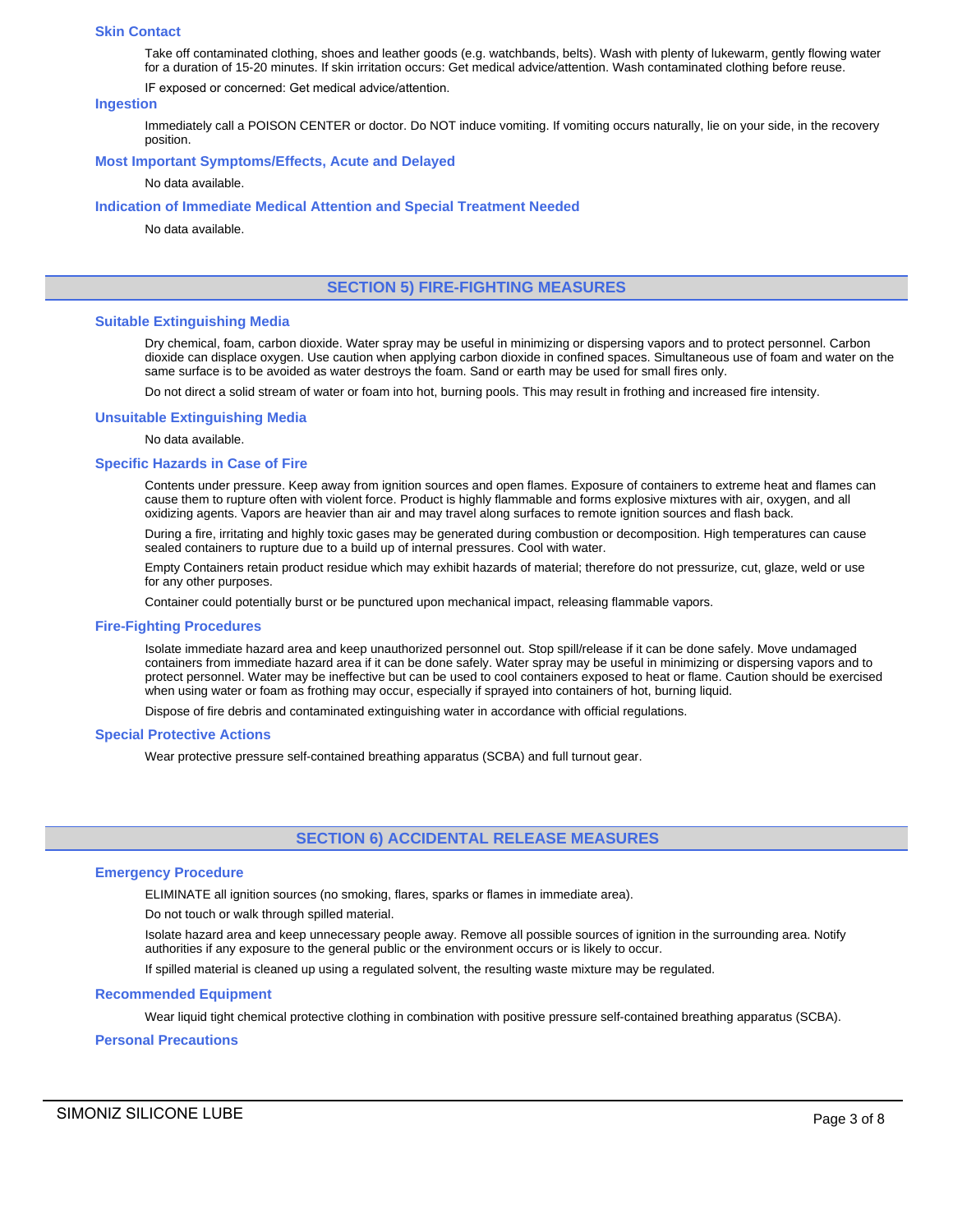### Skin Contact

Take off contaminated clothing, shoes and leather goods (e.g. watchbands, belts). Wash with plenty of lukewarm, gently flowing water for a duration of 15-20 minutes. If skin irritation occurs: Get medical advice/attention. Wash contaminated clothing before reuse.

IF exposed or concerned: Get medical advice/attention.

### Ingestion

Immediately call a POISON CENTER or doctor. Do NOT induce vomiting. If vomiting occurs naturally, lie on your side, in the recovery position.

### Most Important Symptoms/Effects, Acute and Delayed

No data available.

### Indication of Immediate Medical Attention and Special Treatment Needed

No data available.

## SECTION 5) FIRE-FIGHTING MEASURES

### Suitable Extinguishing Media

Dry chemical, foam, carbon dioxide. Water spray may be useful in minimizing or dispersing vapors and to protect personnel. Carbon dioxide can displace oxygen. Use caution when applying carbon dioxide in confined spaces. Simultaneous use of foam and water on the same surface is to be avoided as water destroys the foam. Sand or earth may be used for small fires only.

Do not direct a solid stream of water or foam into hot, burning pools. This may result in frothing and increased fire intensity.

### Unsuitable Extinguishing Media

No data available.

### Specific Hazards in Case of Fire

Contents under pressure. Keep away from ignition sources and open flames. Exposure of containers to extreme heat and flames can cause them to rupture often with violent force. Product is highly flammable and forms explosive mixtures with air, oxygen, and all oxidizing agents. Vapors are heavier than air and may travel along surfaces to remote ignition sources and flash back.

During a fire, irritating and highly toxic gases may be generated during combustion or decomposition. High temperatures can cause sealed containers to rupture due to a build up of internal pressures. Cool with water.

Empty Containers retain product residue which may exhibit hazards of material; therefore do not pressurize, cut, glaze, weld or use for any other purposes.

Container could potentially burst or be punctured upon mechanical impact, releasing flammable vapors.

### Fire-Fighting Procedures

Isolate immediate hazard area and keep unauthorized personnel out. Stop spill/release if it can be done safely. Move undamaged containers from immediate hazard area if it can be done safely. Water spray may be useful in minimizing or dispersing vapors and to protect personnel. Water may be ineffective but can be used to cool containers exposed to heat or flame. Caution should be exercised when using water or foam as frothing may occur, especially if sprayed into containers of hot, burning liquid.

Dispose of fire debris and contaminated extinguishing water in accordance with official regulations.

### Special Protective Actions

Wear protective pressure self-contained breathing apparatus (SCBA) and full turnout gear.

## SECTION 6) ACCIDENTAL RELEASE MEASURES

### Emergency Procedure

ELIMINATE all ignition sources (no smoking, flares, sparks or flames in immediate area).

Do not touch or walk through spilled material.

Isolate hazard area and keep unnecessary people away. Remove all possible sources of ignition in the surrounding area. Notify authorities if any exposure to the general public or the environment occurs or is likely to occur.

If spilled material is cleaned up using a regulated solvent, the resulting waste mixture may be regulated.

### Recommended Equipment

Wear liquid tight chemical protective clothing in combination with positive pressure self-contained breathing apparatus (SCBA).

### Personal Precautions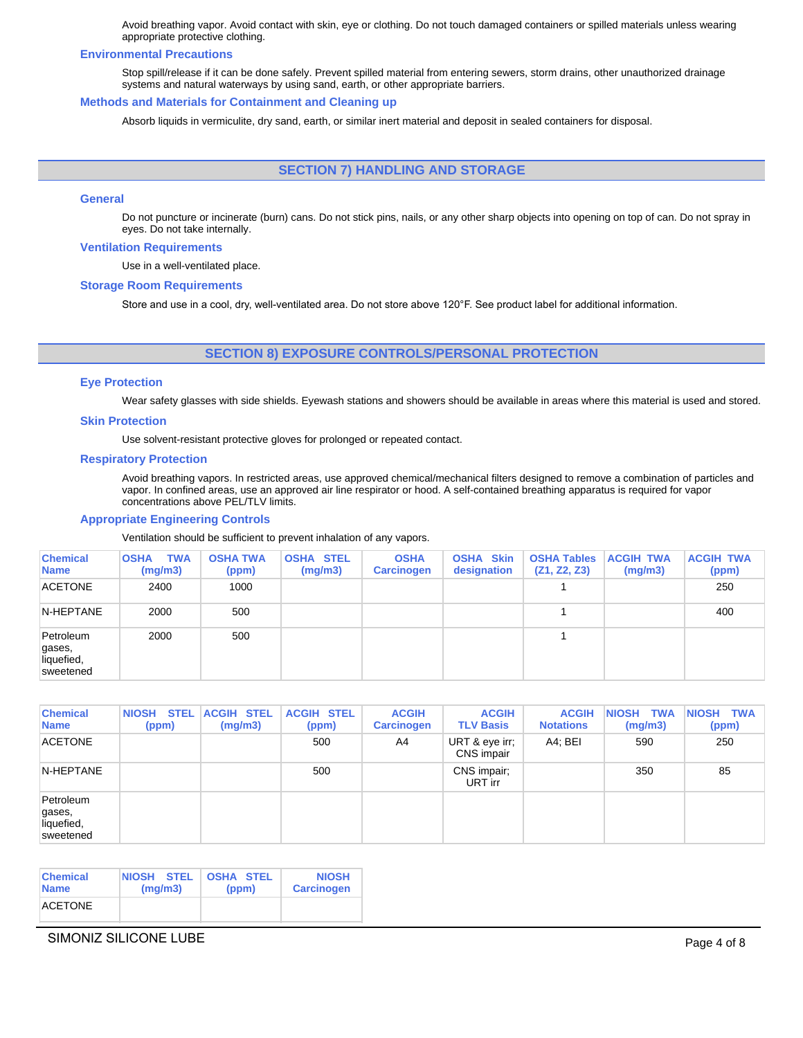Avoid breathing vapor. Avoid contact with skin, eye or clothing. Do not touch damaged containers or spilled materials unless wearing appropriate protective clothing.

### Environmental Precautions

Stop spill/release if it can be done safely. Prevent spilled material from entering sewers, storm drains, other unauthorized drainage systems and natural waterways by using sand, earth, or other appropriate barriers.

### Methods and Materials for Containment and Cleaning up

Absorb liquids in vermiculite, dry sand, earth, or similar inert material and deposit in sealed containers for disposal.

## SECTION 7) HANDLING AND STORAGE

### General

Do not puncture or incinerate (burn) cans. Do not stick pins, nails, or any other sharp objects into opening on top of can. Do not spray in eyes. Do not take internally.

### Ventilation Requirements

Use in a well-ventilated place.

### Storage Room Requirements

Store and use in a cool, dry, well-ventilated area. Do not store above 120°F. See product label for additional information.

## SECTION 8) EXPOSURE CONTROLS/PERSONAL PROTECTION

### Eye Protection

Wear safety glasses with side shields. Eyewash stations and showers should be available in areas where this material is used and stored.

### Skin Protection

Use solvent-resistant protective gloves for prolonged or repeated contact.

### Respiratory Protection

Avoid breathing vapors. In restricted areas, use approved chemical/mechanical filters designed to remove a combination of particles and vapor. In confined areas, use an approved air line respirator or hood. A self-contained breathing apparatus is required for vapor concentrations above PEL/TLV limits.

### Appropriate Engineering Controls

Ventilation should be sufficient to prevent inhalation of any vapors.

| Chemical Name | OSHA TWA (mg/m3) | OSHA TWA (ppm) | OSHA STEL (mg/m3) | OSHA Carcinogen | OSHA Skin designation | OSHA Tables (Z1, Z2, Z3) | ACGIH TWA (mg/m3) | ACGIH TWA (ppm) |
|---|---|---|---|---|---|---|---|---|
| ACETONE | 2400 | 1000 | | | | 1 | | 250 |
| N-HEPTANE | 2000 | 500 | | | | 1 | | 400 |
| Petroleum gases, liquefied, sweetened | 2000 | 500 | | | | 1 | | |

| Chemical Name | NIOSH STEL (ppm) | ACGIH STEL (mg/m3) | ACGIH STEL (ppm) | ACGIH Carcinogen | ACGIH TLV Basis | ACGIH Notations | NIOSH TWA (mg/m3) | NIOSH TWA (ppm) |
|---|---|---|---|---|---|---|---|---|
| ACETONE | | | 500 | A4 | URT & eye irr; CNS impair | A4; BEI | 590 | 250 |
| N-HEPTANE | | | 500 | | CNS impair; URT irr | | 350 | 85 |
| Petroleum gases, liquefied, sweetened | | | | | | | | |

| Chemical Name | NIOSH STEL (mg/m3) | OSHA STEL (ppm) | NIOSH Carcinogen |
|---|---|---|---|
| ACETONE | | | |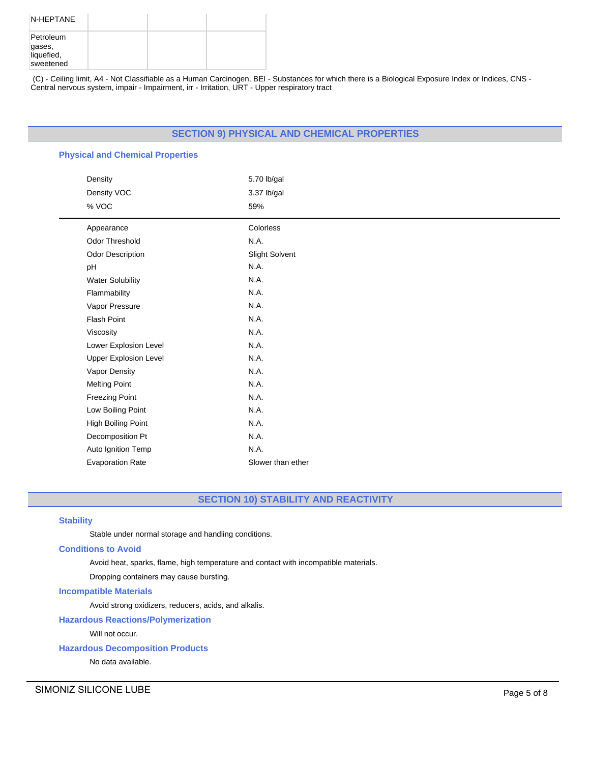| | | | |
|---|---|---|---|
| N-HEPTANE | | | |
| Petroleum gases, liquefied, sweetened | | | |

(C) - Ceiling limit, A4 - Not Classifiable as a Human Carcinogen, BEI - Substances for which there is a Biological Exposure Index or Indices, CNS - Central nervous system, impair - Impairment, irr - Irritation, URT - Upper respiratory tract

## SECTION 9) PHYSICAL AND CHEMICAL PROPERTIES

### Physical and Chemical Properties

| | |
|---|---|
| Density | 5.70 lb/gal |
| Density VOC | 3.37 lb/gal |
| % VOC | 59% |

| | |
|---|---|
| Appearance | Colorless |
| Odor Threshold | N.A. |
| Odor Description | Slight Solvent |
| pH | N.A. |
| Water Solubility | N.A. |
| Flammability | N.A. |
| Vapor Pressure | N.A. |
| Flash Point | N.A. |
| Viscosity | N.A. |
| Lower Explosion Level | N.A. |
| Upper Explosion Level | N.A. |
| Vapor Density | N.A. |
| Melting Point | N.A. |
| Freezing Point | N.A. |
| Low Boiling Point | N.A. |
| High Boiling Point | N.A. |
| Decomposition Pt | N.A. |
| Auto Ignition Temp | N.A. |
| Evaporation Rate | Slower than ether |

## SECTION 10) STABILITY AND REACTIVITY

### Stability

Stable under normal storage and handling conditions.

### Conditions to Avoid

Avoid heat, sparks, flame, high temperature and contact with incompatible materials.

Dropping containers may cause bursting.

### Incompatible Materials

Avoid strong oxidizers, reducers, acids, and alkalis.

### Hazardous Reactions/Polymerization

Will not occur.

### Hazardous Decomposition Products

No data available.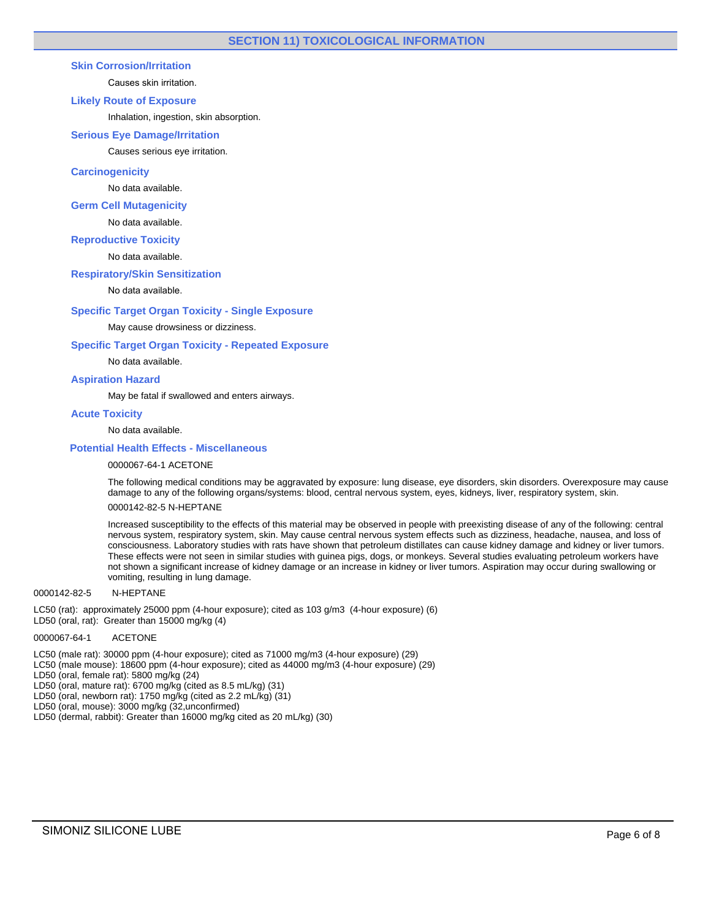## SECTION 11) TOXICOLOGICAL INFORMATION

### Skin Corrosion/Irritation

Causes skin irritation.

### Likely Route of Exposure

Inhalation, ingestion, skin absorption.

### Serious Eye Damage/Irritation

Causes serious eye irritation.

### Carcinogenicity

No data available.

### Germ Cell Mutagenicity

No data available.

### Reproductive Toxicity

No data available.

### Respiratory/Skin Sensitization

No data available.

### Specific Target Organ Toxicity - Single Exposure

May cause drowsiness or dizziness.

### Specific Target Organ Toxicity - Repeated Exposure

No data available.

### Aspiration Hazard

May be fatal if swallowed and enters airways.

### Acute Toxicity

No data available.

### Potential Health Effects - Miscellaneous

0000067-64-1 ACETONE

The following medical conditions may be aggravated by exposure: lung disease, eye disorders, skin disorders. Overexposure may cause damage to any of the following organs/systems: blood, central nervous system, eyes, kidneys, liver, respiratory system, skin.

0000142-82-5 N-HEPTANE

Increased susceptibility to the effects of this material may be observed in people with preexisting disease of any of the following: central nervous system, respiratory system, skin. May cause central nervous system effects such as dizziness, headache, nausea, and loss of consciousness. Laboratory studies with rats have shown that petroleum distillates can cause kidney damage and kidney or liver tumors. These effects were not seen in similar studies with guinea pigs, dogs, or monkeys. Several studies evaluating petroleum workers have not shown a significant increase of kidney damage or an increase in kidney or liver tumors. Aspiration may occur during swallowing or vomiting, resulting in lung damage.

0000142-82-5 N-HEPTANE

LC50 (rat): approximately 25000 ppm (4-hour exposure); cited as 103 g/m3 (4-hour exposure) (6)
LD50 (oral, rat): Greater than 15000 mg/kg (4)

0000067-64-1 ACETONE

LC50 (male rat): 30000 ppm (4-hour exposure); cited as 71000 mg/m3 (4-hour exposure) (29)
LC50 (male mouse): 18600 ppm (4-hour exposure); cited as 44000 mg/m3 (4-hour exposure) (29)
LD50 (oral, female rat): 5800 mg/kg (24)
LD50 (oral, mature rat): 6700 mg/kg (cited as 8.5 mL/kg) (31)
LD50 (oral, newborn rat): 1750 mg/kg (cited as 2.2 mL/kg) (31)
LD50 (oral, mouse): 3000 mg/kg (32,unconfirmed)
LD50 (dermal, rabbit): Greater than 16000 mg/kg cited as 20 mL/kg) (30)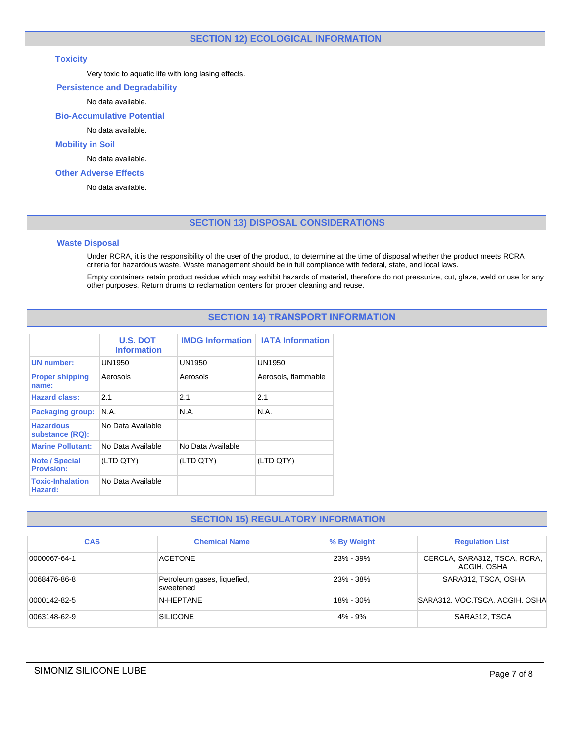## SECTION 12) ECOLOGICAL INFORMATION

### Toxicity

Very toxic to aquatic life with long lasing effects.

### Persistence and Degradability

No data available.

### Bio-Accumulative Potential

No data available.

### Mobility in Soil

No data available.

### Other Adverse Effects

No data available.

## SECTION 13) DISPOSAL CONSIDERATIONS

### Waste Disposal

Under RCRA, it is the responsibility of the user of the product, to determine at the time of disposal whether the product meets RCRA criteria for hazardous waste. Waste management should be in full compliance with federal, state, and local laws.

Empty containers retain product residue which may exhibit hazards of material, therefore do not pressurize, cut, glaze, weld or use for any other purposes. Return drums to reclamation centers for proper cleaning and reuse.

## SECTION 14) TRANSPORT INFORMATION

| | U.S. DOT Information | IMDG Information | IATA Information |
|---|---|---|---|
| **UN number:** | UN1950 | UN1950 | UN1950 |
| **Proper shipping name:** | Aerosols | Aerosols | Aerosols, flammable |
| **Hazard class:** | 2.1 | 2.1 | 2.1 |
| **Packaging group:** | N.A. | N.A. | N.A. |
| **Hazardous substance (RQ):** | No Data Available | | |
| **Marine Pollutant:** | No Data Available | No Data Available | |
| **Note / Special Provision:** | (LTD QTY) | (LTD QTY) | (LTD QTY) |
| **Toxic-Inhalation Hazard:** | No Data Available | | |

## SECTION 15) REGULATORY INFORMATION

| CAS | Chemical Name | % By Weight | Regulation List |
|---|---|---|---|
| 0000067-64-1 | ACETONE | 23% - 39% | CERCLA, SARA312, TSCA, RCRA, ACGIH, OSHA |
| 0068476-86-8 | Petroleum gases, liquefied, sweetened | 23% - 38% | SARA312, TSCA, OSHA |
| 0000142-82-5 | N-HEPTANE | 18% - 30% | SARA312, VOC,TSCA, ACGIH, OSHA |
| 0063148-62-9 | SILICONE | 4% - 9% | SARA312, TSCA |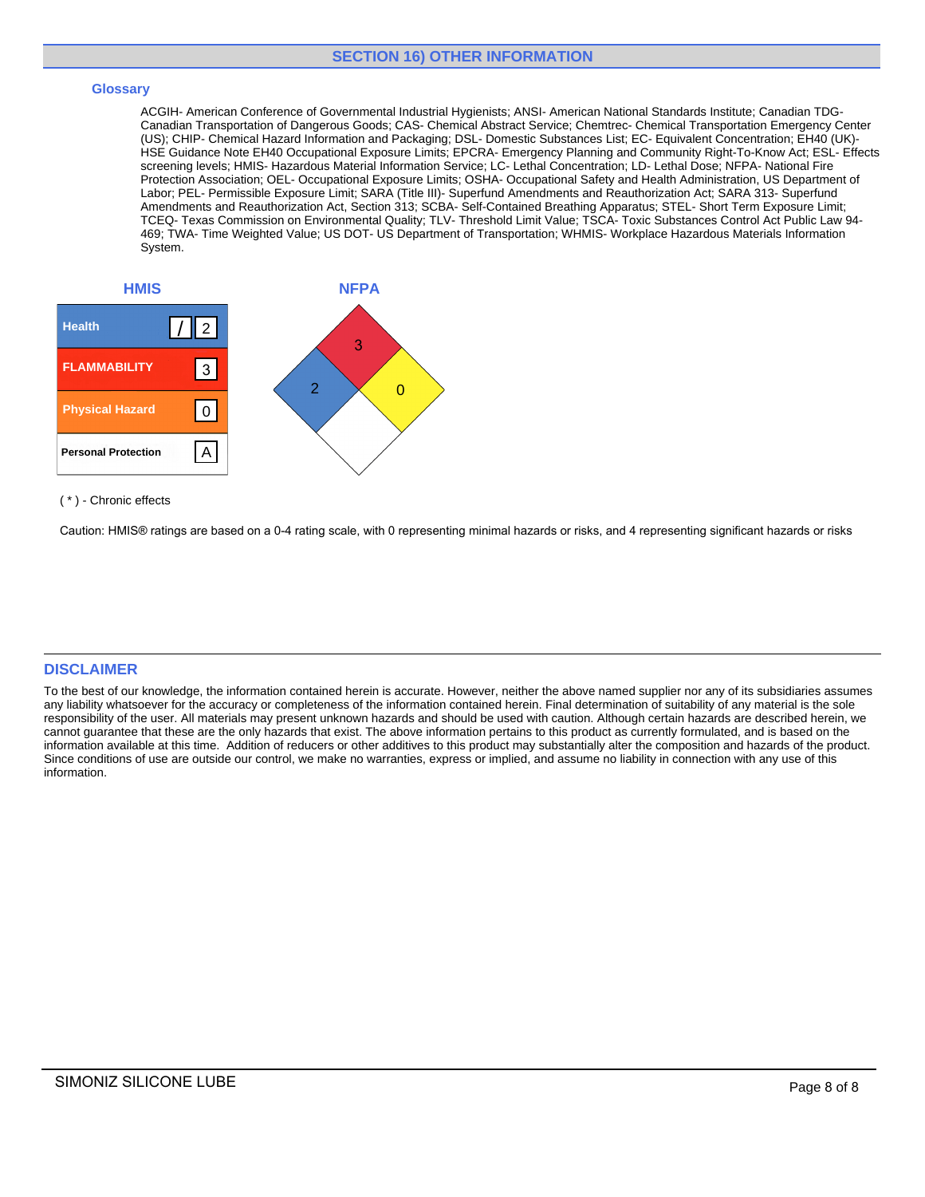## SECTION 16) OTHER INFORMATION

### Glossary

ACGIH- American Conference of Governmental Industrial Hygienists; ANSI- American National Standards Institute; Canadian TDG- Canadian Transportation of Dangerous Goods; CAS- Chemical Abstract Service; Chemtrec- Chemical Transportation Emergency Center (US); CHIP- Chemical Hazard Information and Packaging; DSL- Domestic Substances List; EC- Equivalent Concentration; EH40 (UK)- HSE Guidance Note EH40 Occupational Exposure Limits; EPCRA- Emergency Planning and Community Right-To-Know Act; ESL- Effects screening levels; HMIS- Hazardous Material Information Service; LC- Lethal Concentration; LD- Lethal Dose; NFPA- National Fire Protection Association; OEL- Occupational Exposure Limits; OSHA- Occupational Safety and Health Administration, US Department of Labor; PEL- Permissible Exposure Limit; SARA (Title III)- Superfund Amendments and Reauthorization Act; SARA 313- Superfund Amendments and Reauthorization Act, Section 313; SCBA- Self-Contained Breathing Apparatus; STEL- Short Term Exposure Limit; TCEQ- Texas Commission on Environmental Quality; TLV- Threshold Limit Value; TSCA- Toxic Substances Control Act Public Law 94-469; TWA- Time Weighted Value; US DOT- US Department of Transportation; WHMIS- Workplace Hazardous Materials Information System.

**HMIS**

| | |
|---|---|
| Health | / 2 |
| FLAMMABILITY | 3 |
| Physical Hazard | 0 |
| Personal Protection | A |

**NFPA**

3

2

0

( * ) - Chronic effects

Caution: HMIS® ratings are based on a 0-4 rating scale, with 0 representing minimal hazards or risks, and 4 representing significant hazards or risks

## DISCLAIMER

To the best of our knowledge, the information contained herein is accurate. However, neither the above named supplier nor any of its subsidiaries assumes any liability whatsoever for the accuracy or completeness of the information contained herein. Final determination of suitability of any material is the sole responsibility of the user. All materials may present unknown hazards and should be used with caution. Although certain hazards are described herein, we cannot guarantee that these are the only hazards that exist. The above information pertains to this product as currently formulated, and is based on the information available at this time. Addition of reducers or other additives to this product may substantially alter the composition and hazards of the product. Since conditions of use are outside our control, we make no warranties, express or implied, and assume no liability in connection with any use of this information.